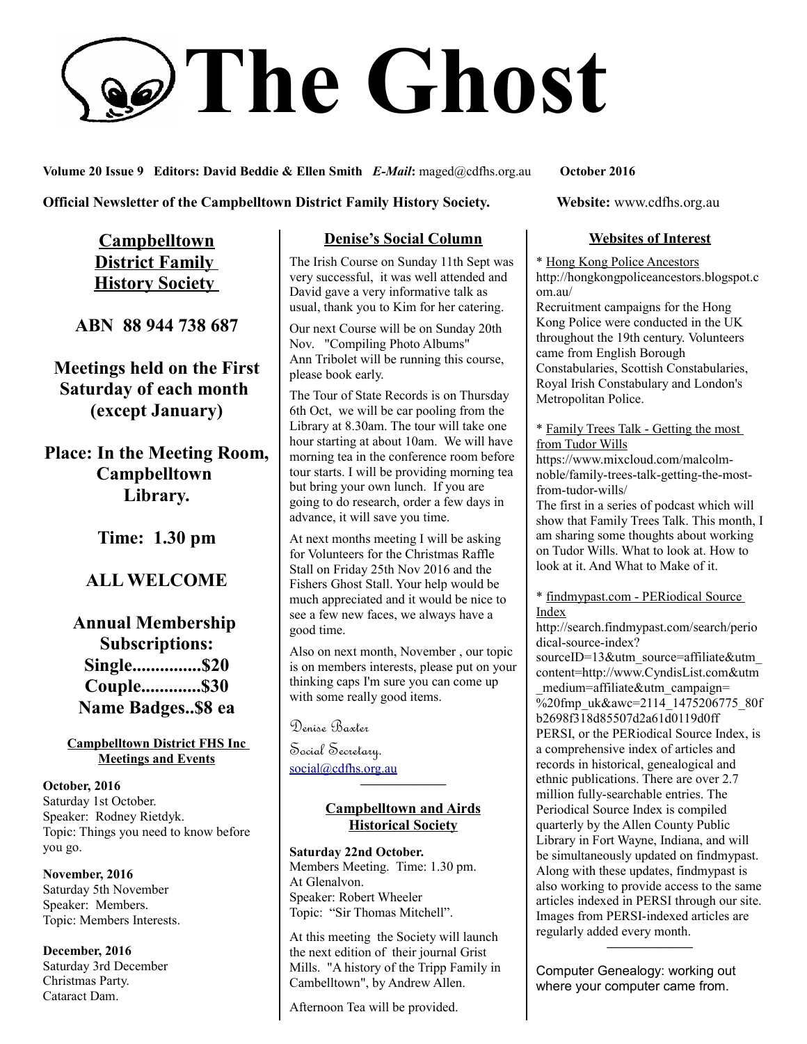# The Ghost

**Volume 20 Issue 9 Editors: David Beddie & Ellen Smith** ***E-Mail*****:** maged@cdfhs.org.au **October 2016**

**Official Newsletter of the Campbelltown District Family History Society.** **Website:** www.cdfhs.org.au

## Campbelltown District Family History Society

**ABN 88 944 738 687**

**Meetings held on the First Saturday of each month (except January)**

**Place: In the Meeting Room, Campbelltown Library.**

**Time: 1.30 pm**

**ALL WELCOME**

**Annual Membership Subscriptions:**
**Single...............$20**
**Couple.............$30**
**Name Badges..$8 ea**

### Campbelltown District FHS Inc Meetings and Events

**October, 2016**
Saturday 1st October.
Speaker: Rodney Rietdyk.
Topic: Things you need to know before you go.

**November, 2016**
Saturday 5th November
Speaker: Members.
Topic: Members Interests.

**December, 2016**
Saturday 3rd December
Christmas Party.
Cataract Dam.

## Denise's Social Column

The Irish Course on Sunday 11th Sept was very successful, it was well attended and David gave a very informative talk as usual, thank you to Kim for her catering.

Our next Course will be on Sunday 20th Nov. "Compiling Photo Albums" Ann Tribolet will be running this course, please book early.

The Tour of State Records is on Thursday 6th Oct, we will be car pooling from the Library at 8.30am. The tour will take one hour starting at about 10am. We will have morning tea in the conference room before tour starts. I will be providing morning tea but bring your own lunch. If you are going to do research, order a few days in advance, it will save you time.

At next months meeting I will be asking for Volunteers for the Christmas Raffle Stall on Friday 25th Nov 2016 and the Fishers Ghost Stall. Your help would be much appreciated and it would be nice to see a few new faces, we always have a good time.

Also on next month, November , our topic is on members interests, please put on your thinking caps I'm sure you can come up with some really good items.

Denise Baxter
Social Secretary.
social@cdfhs.org.au

## Campbelltown and Airds Historical Society

**Saturday 22nd October.**
Members Meeting. Time: 1.30 pm.
At Glenalvon.
Speaker: Robert Wheeler
Topic: "Sir Thomas Mitchell".

At this meeting the Society will launch the next edition of their journal Grist Mills. "A history of the Tripp Family in Cambeltown", by Andrew Allen.

Afternoon Tea will be provided.

## Websites of Interest

* Hong Kong Police Ancestors
http://hongkongpoliceancestors.blogspot.com.au/
Recruitment campaigns for the Hong Kong Police were conducted in the UK throughout the 19th century. Volunteers came from English Borough Constabularies, Scottish Constabularies, Royal Irish Constabulary and London's Metropolitan Police.

* Family Trees Talk - Getting the most from Tudor Wills
https://www.mixcloud.com/malcolm-noble/family-trees-talk-getting-the-most-from-tudor-wills/
The first in a series of podcast which will show that Family Trees Talk. This month, I am sharing some thoughts about working on Tudor Wills. What to look at. How to look at it. And What to Make of it.

* findmypast.com - PERiodical Source Index
http://search.findmypast.com/search/periodical-source-index?sourceID=13&utm_source=affiliate&utm_content=http://www.CyndisList.com&utm_medium=affiliate&utm_campaign=%20fmp_uk&awc=2114_1475206775_80fb2698f318d85507d2a61d0119d0ff
PERSI, or the PERiodical Source Index, is a comprehensive index of articles and records in historical, genealogical and ethnic publications. There are over 2.7 million fully-searchable entries. The Periodical Source Index is compiled quarterly by the Allen County Public Library in Fort Wayne, Indiana, and will be simultaneously updated on findmypast. Along with these updates, findmypast is also working to provide access to the same articles indexed in PERSI through our site. Images from PERSI-indexed articles are regularly added every month.

Computer Genealogy: working out where your computer came from.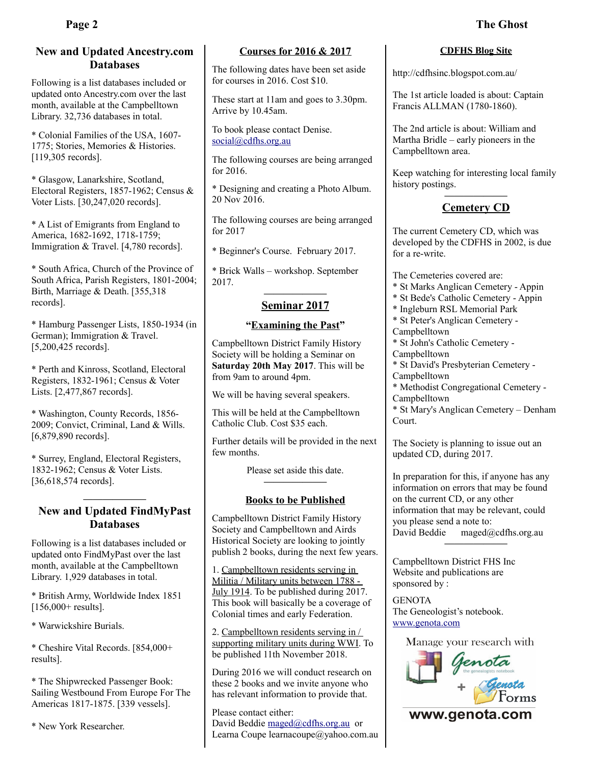## New and Updated Ancestry.com Databases

Following is a list databases included or updated onto Ancestry.com over the last month, available at the Campbelltown Library. 32,736 databases in total.

* Colonial Families of the USA, 1607-1775; Stories, Memories & Histories. [119,305 records].

* Glasgow, Lanarkshire, Scotland, Electoral Registers, 1857-1962; Census & Voter Lists. [30,247,020 records].

* A List of Emigrants from England to America, 1682-1692, 1718-1759; Immigration & Travel. [4,780 records].

* South Africa, Church of the Province of South Africa, Parish Registers, 1801-2004; Birth, Marriage & Death. [355,318 records].

* Hamburg Passenger Lists, 1850-1934 (in German); Immigration & Travel. [5,200,425 records].

* Perth and Kinross, Scotland, Electoral Registers, 1832-1961; Census & Voter Lists. [2,477,867 records].

* Washington, County Records, 1856-2009; Convict, Criminal, Land & Wills. [6,879,890 records].

* Surrey, England, Electoral Registers, 1832-1962; Census & Voter Lists. [36,618,574 records].

---

## New and Updated FindMyPast Databases

Following is a list databases included or updated onto FindMyPast over the last month, available at the Campbelltown Library. 1,929 databases in total.

* British Army, Worldwide Index 1851 [156,000+ results].

* Warwickshire Burials.

* Cheshire Vital Records. [854,000+ results].

* The Shipwrecked Passenger Book: Sailing Westbound From Europe For The Americas 1817-1875. [339 vessels].

* New York Researcher.

## Courses for 2016 & 2017

The following dates have been set aside for courses in 2016. Cost $10.

These start at 11am and goes to 3.30pm. Arrive by 10.45am.

To book please contact Denise. social@cdfhs.org.au

The following courses are being arranged for 2016.

* Designing and creating a Photo Album. 20 Nov 2016.

The following courses are being arranged for 2017

* Beginner's Course. February 2017.

* Brick Walls – workshop. September 2017.

---

## Seminar 2017

### "Examining the Past"

Campbelltown District Family History Society will be holding a Seminar on **Saturday 20th May 2017**. This will be from 9am to around 4pm.

We will be having several speakers.

This will be held at the Campbelltown Catholic Club. Cost $35 each.

Further details will be provided in the next few months.

Please set aside this date.

---

## Books to be Published

Campbelltown District Family History Society and Campbelltown and Airds Historical Society are looking to jointly publish 2 books, during the next few years.

1. Campbelltown residents serving in Militia / Military units between 1788 - July 1914. To be published during 2017. This book will basically be a coverage of Colonial times and early Federation.

2. Campbelltown residents serving in / supporting military units during WWI. To be published 11th November 2018.

During 2016 we will conduct research on these 2 books and we invite anyone who has relevant information to provide that.

Please contact either:
David Beddie maged@cdfhs.org.au or
Learna Coupe learnacoupe@yahoo.com.au

## CDFHS Blog Site

http://cdfhsinc.blogspot.com.au/

The 1st article loaded is about: Captain Francis ALLMAN (1780-1860).

The 2nd article is about: William and Martha Bridle – early pioneers in the Campbelltown area.

Keep watching for interesting local family history postings.

---

## Cemetery CD

The current Cemetery CD, which was developed by the CDFHS in 2002, is due for a re-write.

The Cemeteries covered are:
* St Marks Anglican Cemetery - Appin
* St Bede's Catholic Cemetery - Appin
* Ingleburn RSL Memorial Park
* St Peter's Anglican Cemetery - Campbelltown
* St John's Catholic Cemetery - Campbelltown
* St David's Presbyterian Cemetery - Campbelltown
* Methodist Congregational Cemetery - Campbelltown
* St Mary's Anglican Cemetery – Denham Court.

The Society is planning to issue out an updated CD, during 2017.

In preparation for this, if anyone has any information on errors that may be found on the current CD, or any other information that may be relevant, could you please send a note to:
David Beddie maged@cdfhs.org.au

---

Campbelltown District FHS Inc Website and publications are sponsored by :

GENOTA
The Geneologist's notebook.
www.genota.com

Manage your research with Genota the genealogists notebook + Genota Forms

www.genota.com